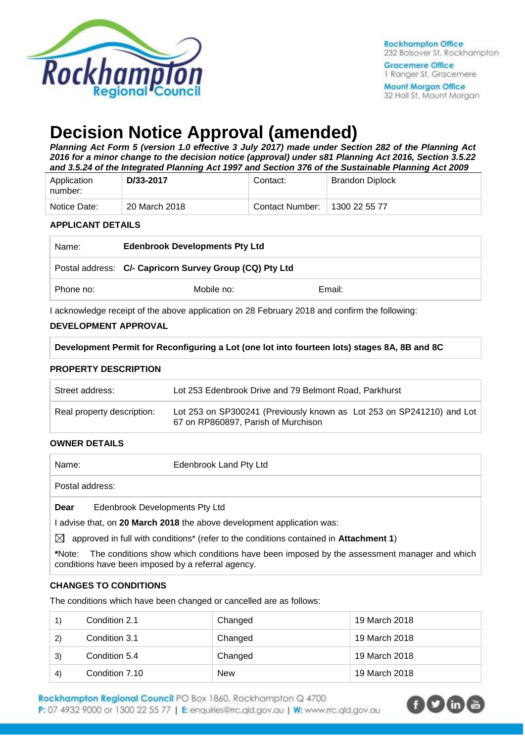# Decision Notice Approval (amended)

***Planning Act Form 5 (version 1.0 effective 3 July 2017) made under Section 282 of the Planning Act 2016 for a minor change to the decision notice (approval) under s81 Planning Act 2016, Section 3.5.22 and 3.5.24 of the Integrated Planning Act 1997 and Section 376 of the Sustainable Planning Act 2009***

| Application number: | **D/33-2017** | Contact: | Brandon Diplock |
|---|---|---|---|
| Notice Date: | 20 March 2018 | Contact Number: | 1300 22 55 77 |

### APPLICANT DETAILS

| Name: | **Edenbrook Developments Pty Ltd** | |
|---|---|---|
| Postal address: | **C/- Capricorn Survey Group (CQ) Pty Ltd** | |
| Phone no: | Mobile no: | Email: |

I acknowledge receipt of the above application on 28 February 2018 and confirm the following:

### DEVELOPMENT APPROVAL

**Development Permit for Reconfiguring a Lot (one lot into fourteen lots) stages 8A, 8B and 8C**

### PROPERTY DESCRIPTION

| Street address: | Lot 253 Edenbrook Drive and 79 Belmont Road, Parkhurst |
|---|---|
| Real property description: | Lot 253 on SP300241 (Previously known as Lot 253 on SP241210) and Lot 67 on RP860897, Parish of Murchison |

### OWNER DETAILS

| Name: | Edenbrook Land Pty Ltd |
|---|---|
| Postal address: | |

**Dear** Edenbrook Developments Pty Ltd

I advise that, on **20 March 2018** the above development application was:

☒ approved in full with conditions* (refer to the conditions contained in **Attachment 1**)

***Note:** The conditions show which conditions have been imposed by the assessment manager and which conditions have been imposed by a referral agency.

### CHANGES TO CONDITIONS

The conditions which have been changed or cancelled are as follows:

| | | | |
|---|---|---|---|
| 1) | Condition 2.1 | Changed | 19 March 2018 |
| 2) | Condition 3.1 | Changed | 19 March 2018 |
| 3) | Condition 5.4 | Changed | 19 March 2018 |
| 4) | Condition 7.10 | New | 19 March 2018 |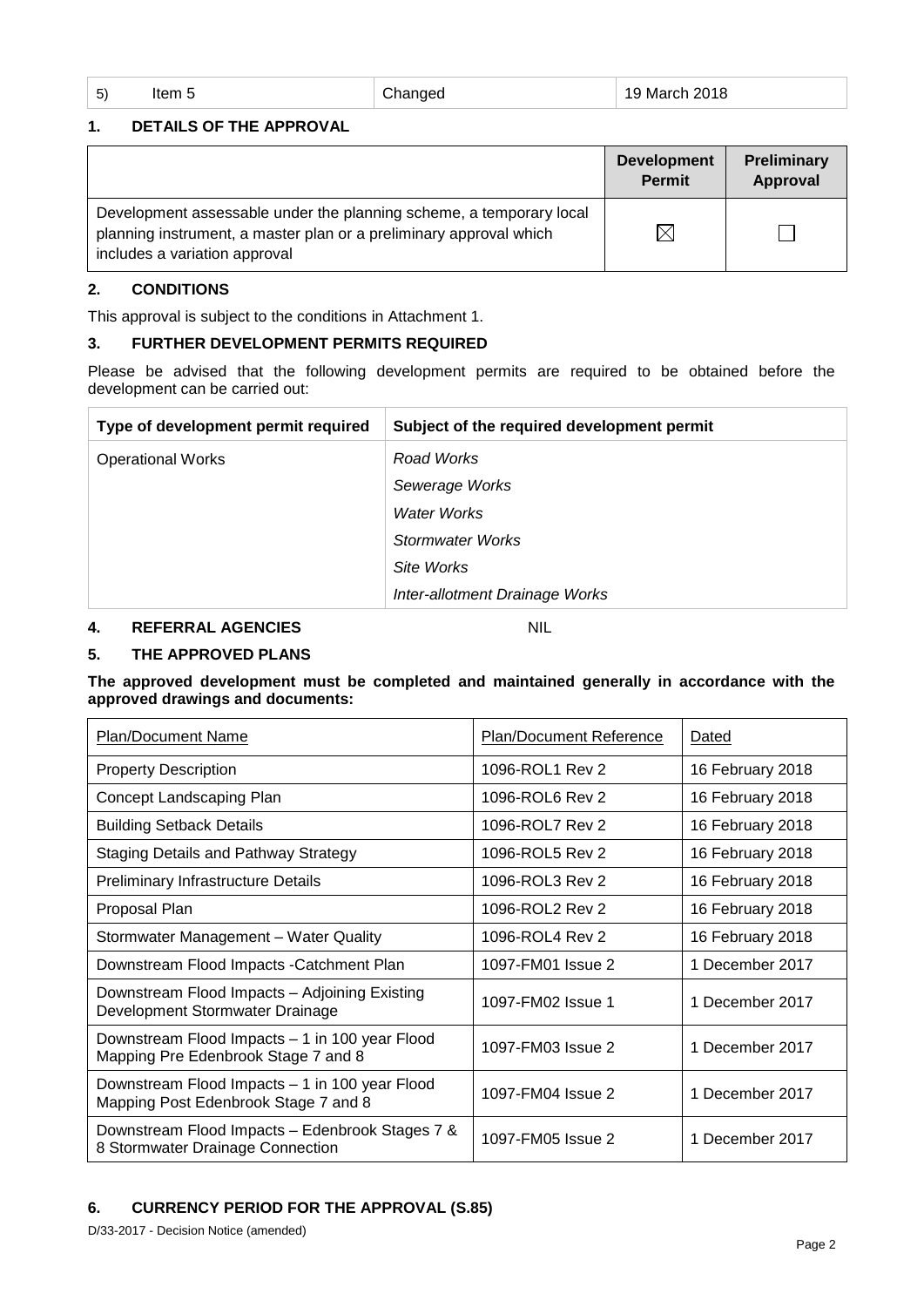| 5) | Item 5 | Changed | 19 March 2018 |
|---|---|---|---|

## 1. DETAILS OF THE APPROVAL

| | Development Permit | Preliminary Approval |
|---|---|---|
| Development assessable under the planning scheme, a temporary local planning instrument, a master plan or a preliminary approval which includes a variation approval | ☒ | ☐ |

## 2. CONDITIONS

This approval is subject to the conditions in Attachment 1.

## 3. FURTHER DEVELOPMENT PERMITS REQUIRED

Please be advised that the following development permits are required to be obtained before the development can be carried out:

| Type of development permit required | Subject of the required development permit |
|---|---|
| Operational Works | *Road Works* |
| | *Sewerage Works* |
| | *Water Works* |
| | *Stormwater Works* |
| | *Site Works* |
| | *Inter-allotment Drainage Works* |

## 4. REFERRAL AGENCIES NIL

## 5. THE APPROVED PLANS

**The approved development must be completed and maintained generally in accordance with the approved drawings and documents:**

| Plan/Document Name | Plan/Document Reference | Dated |
|---|---|---|
| Property Description | 1096-ROL1 Rev 2 | 16 February 2018 |
| Concept Landscaping Plan | 1096-ROL6 Rev 2 | 16 February 2018 |
| Building Setback Details | 1096-ROL7 Rev 2 | 16 February 2018 |
| Staging Details and Pathway Strategy | 1096-ROL5 Rev 2 | 16 February 2018 |
| Preliminary Infrastructure Details | 1096-ROL3 Rev 2 | 16 February 2018 |
| Proposal Plan | 1096-ROL2 Rev 2 | 16 February 2018 |
| Stormwater Management – Water Quality | 1096-ROL4 Rev 2 | 16 February 2018 |
| Downstream Flood Impacts -Catchment Plan | 1097-FM01 Issue 2 | 1 December 2017 |
| Downstream Flood Impacts – Adjoining Existing Development Stormwater Drainage | 1097-FM02 Issue 1 | 1 December 2017 |
| Downstream Flood Impacts – 1 in 100 year Flood Mapping Pre Edenbrook Stage 7 and 8 | 1097-FM03 Issue 2 | 1 December 2017 |
| Downstream Flood Impacts – 1 in 100 year Flood Mapping Post Edenbrook Stage 7 and 8 | 1097-FM04 Issue 2 | 1 December 2017 |
| Downstream Flood Impacts – Edenbrook Stages 7 & 8 Stormwater Drainage Connection | 1097-FM05 Issue 2 | 1 December 2017 |

## 6. CURRENCY PERIOD FOR THE APPROVAL (S.85)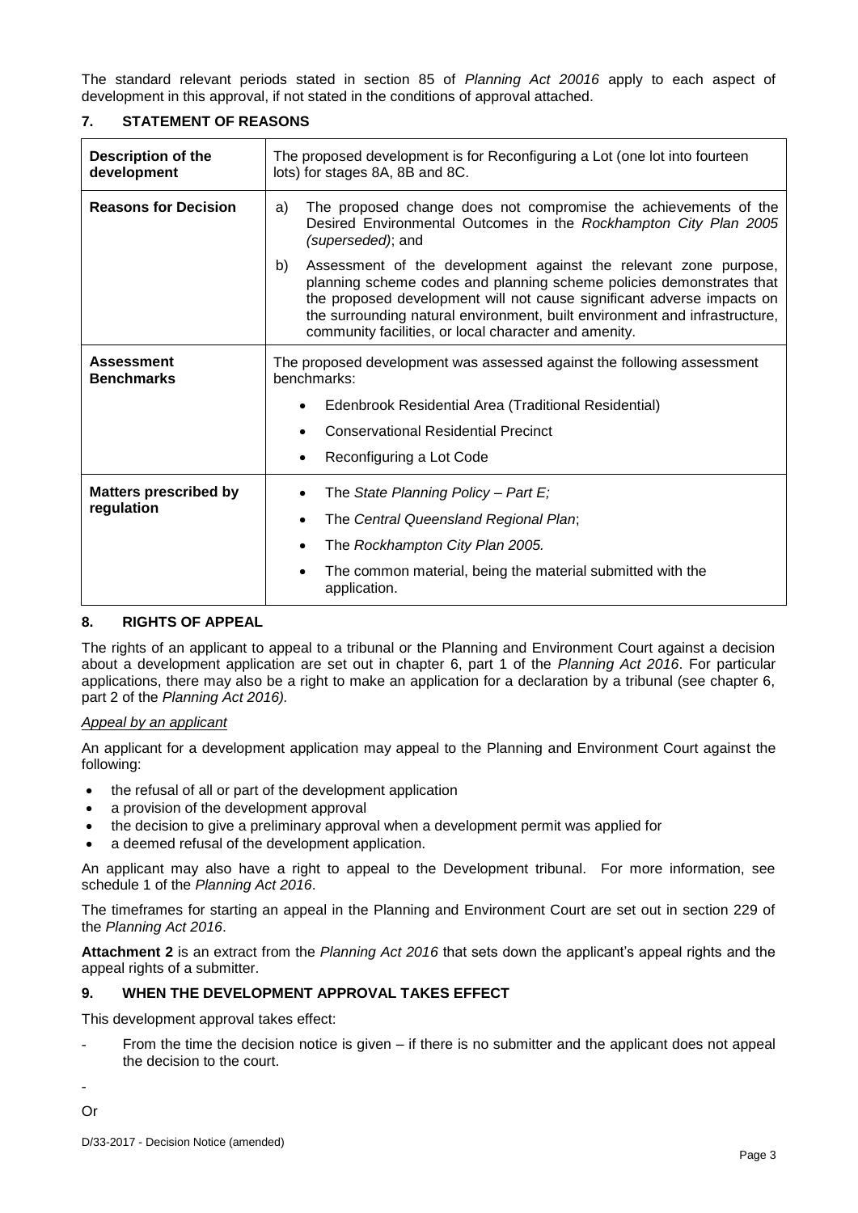The standard relevant periods stated in section 85 of *Planning Act 20016* apply to each aspect of development in this approval, if not stated in the conditions of approval attached.

## 7. STATEMENT OF REASONS

| **Description of the development** | The proposed development is for Reconfiguring a Lot (one lot into fourteen lots) for stages 8A, 8B and 8C. |
|---|---|
| **Reasons for Decision** | a) The proposed change does not compromise the achievements of the Desired Environmental Outcomes in the *Rockhampton City Plan 2005 (superseded)*; and<br>b) Assessment of the development against the relevant zone purpose, planning scheme codes and planning scheme policies demonstrates that the proposed development will not cause significant adverse impacts on the surrounding natural environment, built environment and infrastructure, community facilities, or local character and amenity. |
| **Assessment Benchmarks** | The proposed development was assessed against the following assessment benchmarks:<br>• Edenbrook Residential Area (Traditional Residential)<br>• Conservational Residential Precinct<br>• Reconfiguring a Lot Code |
| **Matters prescribed by regulation** | • The *State Planning Policy – Part E;*<br>• The *Central Queensland Regional Plan*;<br>• The *Rockhampton City Plan 2005.*<br>• The common material, being the material submitted with the application. |

## 8. RIGHTS OF APPEAL

The rights of an applicant to appeal to a tribunal or the Planning and Environment Court against a decision about a development application are set out in chapter 6, part 1 of the *Planning Act 2016*. For particular applications, there may also be a right to make an application for a declaration by a tribunal (see chapter 6, part 2 of the *Planning Act 2016).*

*Appeal by an applicant*

An applicant for a development application may appeal to the Planning and Environment Court against the following:

- the refusal of all or part of the development application
- a provision of the development approval
- the decision to give a preliminary approval when a development permit was applied for
- a deemed refusal of the development application.

An applicant may also have a right to appeal to the Development tribunal. For more information, see schedule 1 of the *Planning Act 2016*.

The timeframes for starting an appeal in the Planning and Environment Court are set out in section 229 of the *Planning Act 2016*.

**Attachment 2** is an extract from the *Planning Act 2016* that sets down the applicant's appeal rights and the appeal rights of a submitter.

## 9. WHEN THE DEVELOPMENT APPROVAL TAKES EFFECT

This development approval takes effect:

- From the time the decision notice is given – if there is no submitter and the applicant does not appeal the decision to the court.

-

Or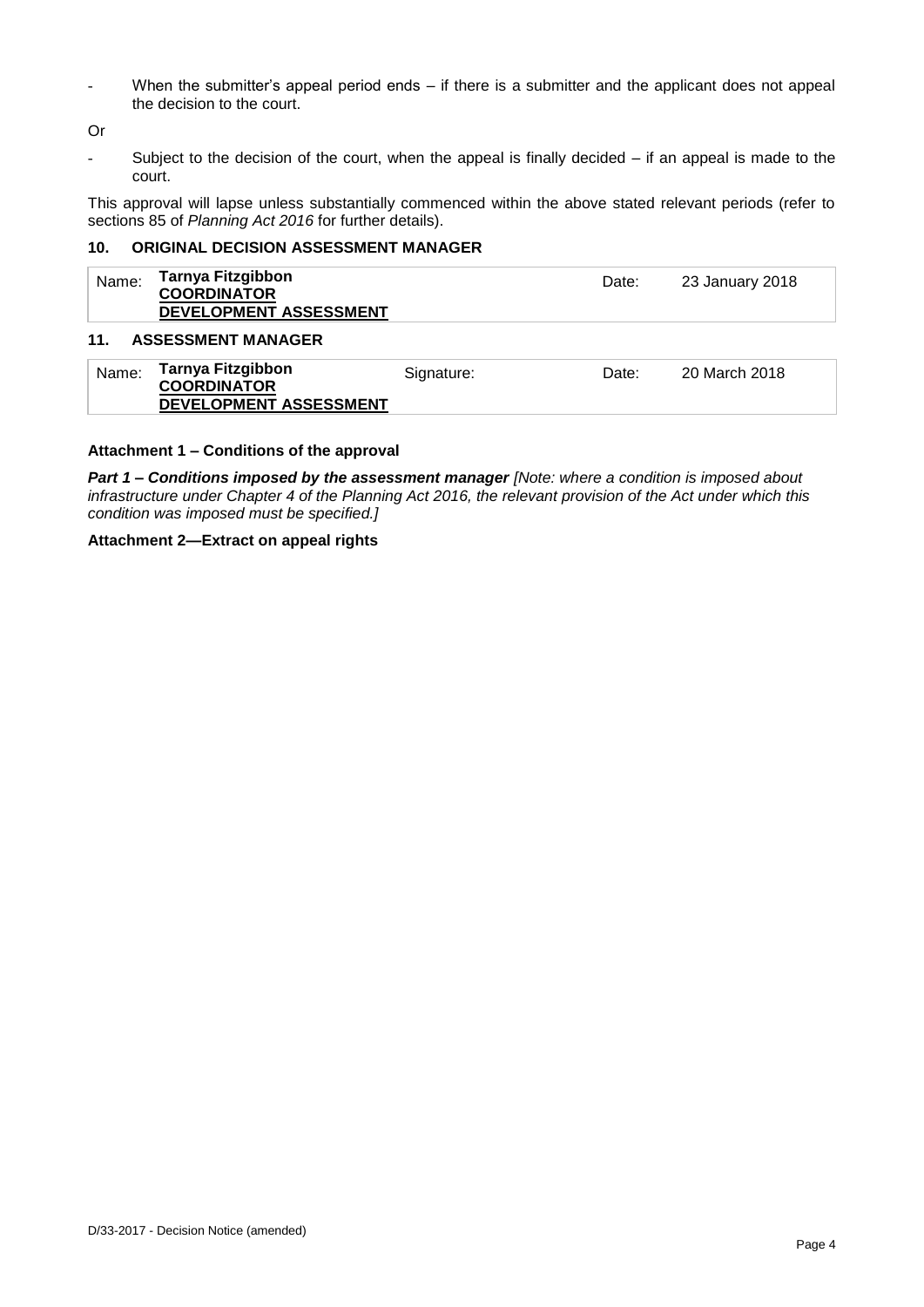- When the submitter's appeal period ends – if there is a submitter and the applicant does not appeal the decision to the court.

Or

- Subject to the decision of the court, when the appeal is finally decided – if an appeal is made to the court.

This approval will lapse unless substantially commenced within the above stated relevant periods (refer to sections 85 of *Planning Act 2016* for further details).

## 10. ORIGINAL DECISION ASSESSMENT MANAGER

| Name: | **Tarnya Fitzgibbon**<br>**COORDINATOR**<br>**DEVELOPMENT ASSESSMENT** | Date: | 23 January 2018 |
|---|---|---|---|

## 11. ASSESSMENT MANAGER

| Name: | **Tarnya Fitzgibbon**<br>**COORDINATOR**<br>**DEVELOPMENT ASSESSMENT** | Signature: | Date: | 20 March 2018 |
|---|---|---|---|---|

**Attachment 1 – Conditions of the approval**

***Part 1 – Conditions imposed by the assessment manager*** *[Note: where a condition is imposed about infrastructure under Chapter 4 of the Planning Act 2016, the relevant provision of the Act under which this condition was imposed must be specified.]*

**Attachment 2—Extract on appeal rights**

D/33-2017 - Decision Notice (amended)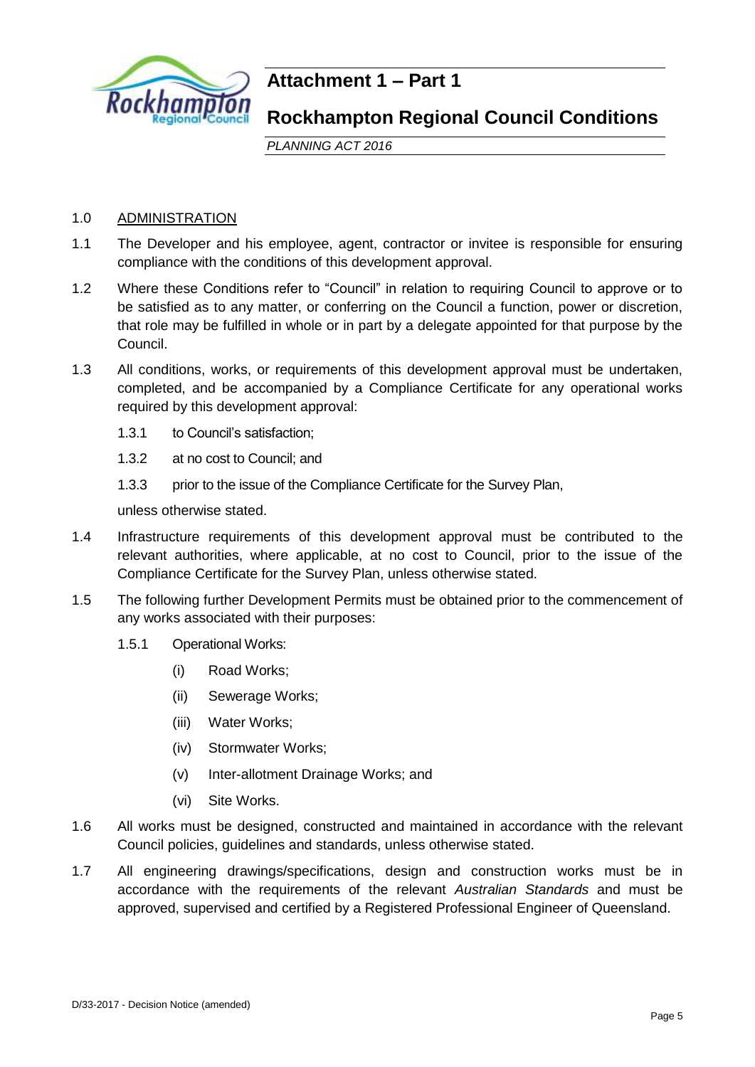# Attachment 1 – Part 1

## Rockhampton Regional Council Conditions

*PLANNING ACT 2016*

1.0 ADMINISTRATION

1.1 The Developer and his employee, agent, contractor or invitee is responsible for ensuring compliance with the conditions of this development approval.

1.2 Where these Conditions refer to "Council" in relation to requiring Council to approve or to be satisfied as to any matter, or conferring on the Council a function, power or discretion, that role may be fulfilled in whole or in part by a delegate appointed for that purpose by the Council.

1.3 All conditions, works, or requirements of this development approval must be undertaken, completed, and be accompanied by a Compliance Certificate for any operational works required by this development approval:

1.3.1 to Council's satisfaction;

1.3.2 at no cost to Council; and

1.3.3 prior to the issue of the Compliance Certificate for the Survey Plan,

unless otherwise stated.

1.4 Infrastructure requirements of this development approval must be contributed to the relevant authorities, where applicable, at no cost to Council, prior to the issue of the Compliance Certificate for the Survey Plan, unless otherwise stated.

1.5 The following further Development Permits must be obtained prior to the commencement of any works associated with their purposes:

1.5.1 Operational Works:

(i) Road Works;

(ii) Sewerage Works;

(iii) Water Works;

(iv) Stormwater Works;

(v) Inter-allotment Drainage Works; and

(vi) Site Works.

1.6 All works must be designed, constructed and maintained in accordance with the relevant Council policies, guidelines and standards, unless otherwise stated.

1.7 All engineering drawings/specifications, design and construction works must be in accordance with the requirements of the relevant *Australian Standards* and must be approved, supervised and certified by a Registered Professional Engineer of Queensland.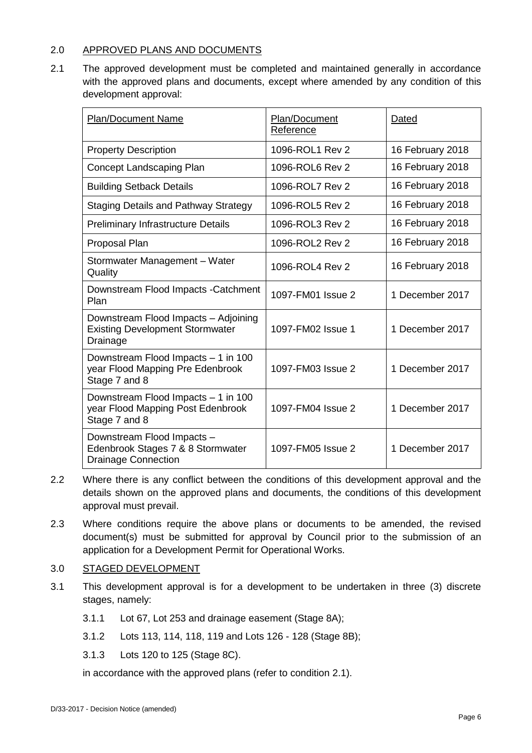## 2.0 APPROVED PLANS AND DOCUMENTS

2.1 The approved development must be completed and maintained generally in accordance with the approved plans and documents, except where amended by any condition of this development approval:

| Plan/Document Name | Plan/Document Reference | Dated |
|---|---|---|
| Property Description | 1096-ROL1 Rev 2 | 16 February 2018 |
| Concept Landscaping Plan | 1096-ROL6 Rev 2 | 16 February 2018 |
| Building Setback Details | 1096-ROL7 Rev 2 | 16 February 2018 |
| Staging Details and Pathway Strategy | 1096-ROL5 Rev 2 | 16 February 2018 |
| Preliminary Infrastructure Details | 1096-ROL3 Rev 2 | 16 February 2018 |
| Proposal Plan | 1096-ROL2 Rev 2 | 16 February 2018 |
| Stormwater Management – Water Quality | 1096-ROL4 Rev 2 | 16 February 2018 |
| Downstream Flood Impacts -Catchment Plan | 1097-FM01 Issue 2 | 1 December 2017 |
| Downstream Flood Impacts – Adjoining Existing Development Stormwater Drainage | 1097-FM02 Issue 1 | 1 December 2017 |
| Downstream Flood Impacts – 1 in 100 year Flood Mapping Pre Edenbrook Stage 7 and 8 | 1097-FM03 Issue 2 | 1 December 2017 |
| Downstream Flood Impacts – 1 in 100 year Flood Mapping Post Edenbrook Stage 7 and 8 | 1097-FM04 Issue 2 | 1 December 2017 |
| Downstream Flood Impacts – Edenbrook Stages 7 & 8 Stormwater Drainage Connection | 1097-FM05 Issue 2 | 1 December 2017 |

2.2 Where there is any conflict between the conditions of this development approval and the details shown on the approved plans and documents, the conditions of this development approval must prevail.

2.3 Where conditions require the above plans or documents to be amended, the revised document(s) must be submitted for approval by Council prior to the submission of an application for a Development Permit for Operational Works.

## 3.0 STAGED DEVELOPMENT

3.1 This development approval is for a development to be undertaken in three (3) discrete stages, namely:

3.1.1 Lot 67, Lot 253 and drainage easement (Stage 8A);

3.1.2 Lots 113, 114, 118, 119 and Lots 126 - 128 (Stage 8B);

3.1.3 Lots 120 to 125 (Stage 8C).

in accordance with the approved plans (refer to condition 2.1).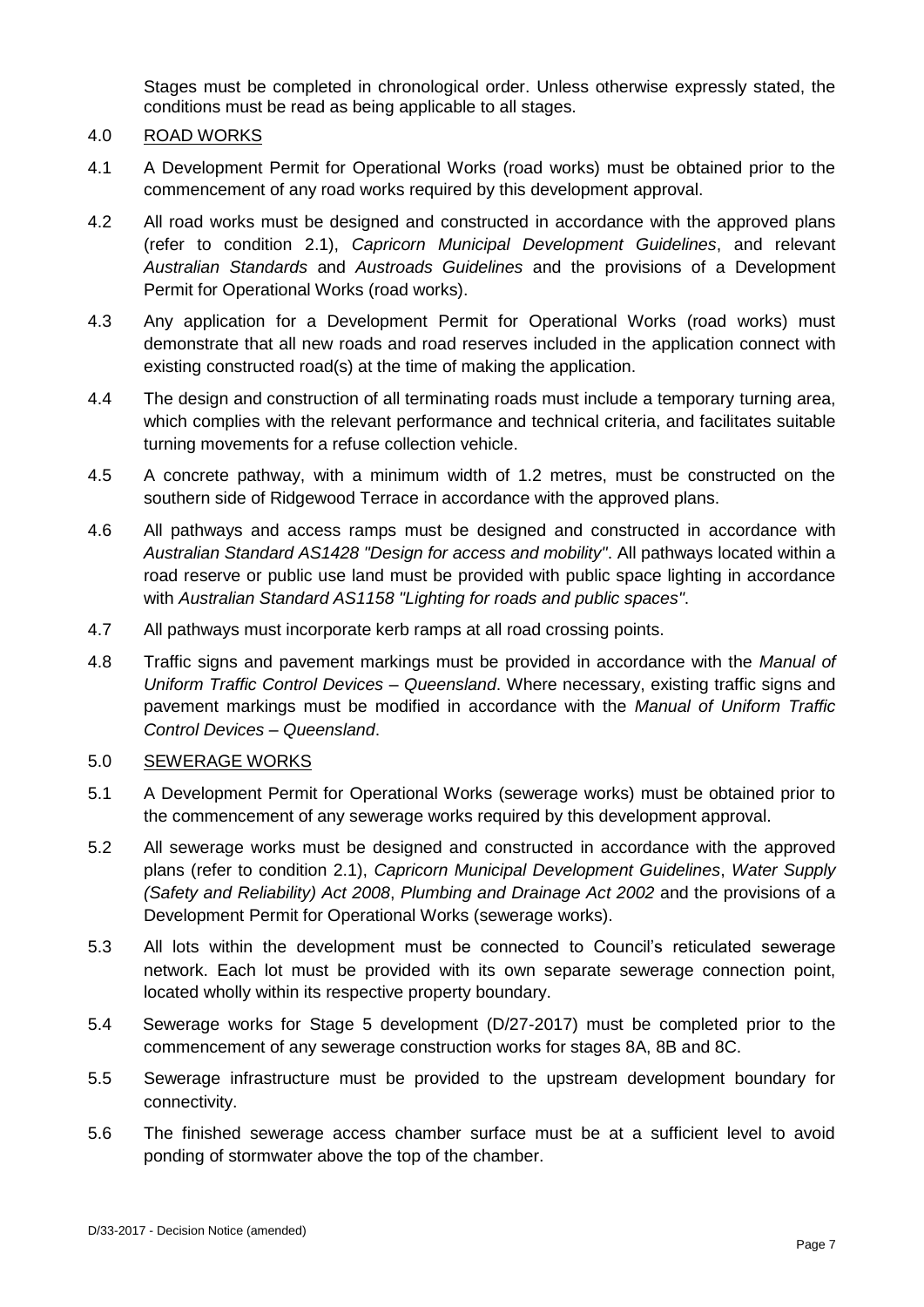Stages must be completed in chronological order. Unless otherwise expressly stated, the conditions must be read as being applicable to all stages.

4.0 ROAD WORKS

4.1 A Development Permit for Operational Works (road works) must be obtained prior to the commencement of any road works required by this development approval.

4.2 All road works must be designed and constructed in accordance with the approved plans (refer to condition 2.1), *Capricorn Municipal Development Guidelines*, and relevant *Australian Standards* and *Austroads Guidelines* and the provisions of a Development Permit for Operational Works (road works).

4.3 Any application for a Development Permit for Operational Works (road works) must demonstrate that all new roads and road reserves included in the application connect with existing constructed road(s) at the time of making the application.

4.4 The design and construction of all terminating roads must include a temporary turning area, which complies with the relevant performance and technical criteria, and facilitates suitable turning movements for a refuse collection vehicle.

4.5 A concrete pathway, with a minimum width of 1.2 metres, must be constructed on the southern side of Ridgewood Terrace in accordance with the approved plans.

4.6 All pathways and access ramps must be designed and constructed in accordance with *Australian Standard AS1428 "Design for access and mobility"*. All pathways located within a road reserve or public use land must be provided with public space lighting in accordance with *Australian Standard AS1158 "Lighting for roads and public spaces"*.

4.7 All pathways must incorporate kerb ramps at all road crossing points.

4.8 Traffic signs and pavement markings must be provided in accordance with the *Manual of Uniform Traffic Control Devices – Queensland*. Where necessary, existing traffic signs and pavement markings must be modified in accordance with the *Manual of Uniform Traffic Control Devices – Queensland*.

5.0 SEWERAGE WORKS

5.1 A Development Permit for Operational Works (sewerage works) must be obtained prior to the commencement of any sewerage works required by this development approval.

5.2 All sewerage works must be designed and constructed in accordance with the approved plans (refer to condition 2.1), *Capricorn Municipal Development Guidelines*, *Water Supply (Safety and Reliability) Act 2008*, *Plumbing and Drainage Act 2002* and the provisions of a Development Permit for Operational Works (sewerage works).

5.3 All lots within the development must be connected to Council's reticulated sewerage network. Each lot must be provided with its own separate sewerage connection point, located wholly within its respective property boundary.

5.4 Sewerage works for Stage 5 development (D/27-2017) must be completed prior to the commencement of any sewerage construction works for stages 8A, 8B and 8C.

5.5 Sewerage infrastructure must be provided to the upstream development boundary for connectivity.

5.6 The finished sewerage access chamber surface must be at a sufficient level to avoid ponding of stormwater above the top of the chamber.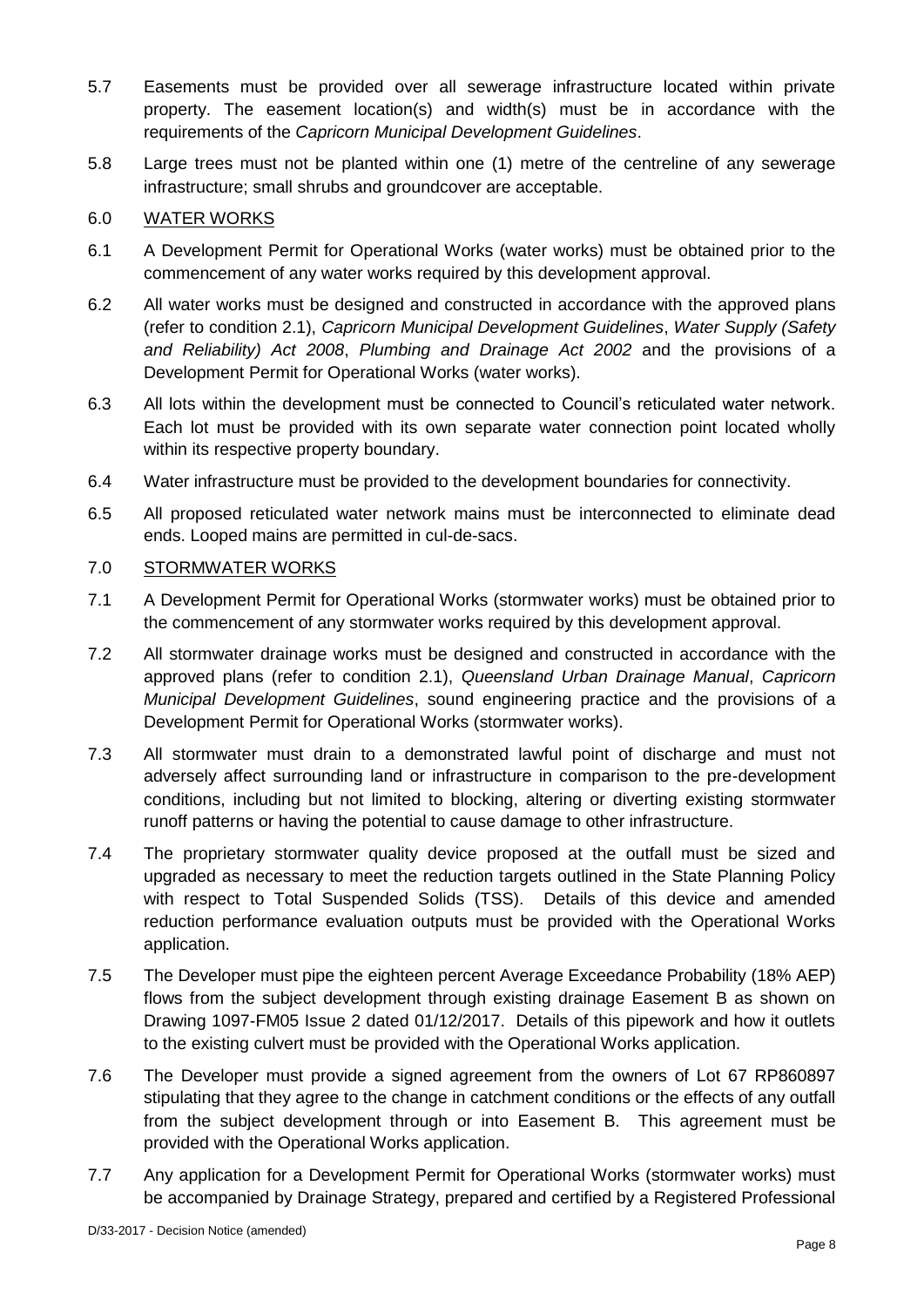5.7 Easements must be provided over all sewerage infrastructure located within private property. The easement location(s) and width(s) must be in accordance with the requirements of the *Capricorn Municipal Development Guidelines*.

5.8 Large trees must not be planted within one (1) metre of the centreline of any sewerage infrastructure; small shrubs and groundcover are acceptable.

6.0 <u>WATER WORKS</u>

6.1 A Development Permit for Operational Works (water works) must be obtained prior to the commencement of any water works required by this development approval.

6.2 All water works must be designed and constructed in accordance with the approved plans (refer to condition 2.1), *Capricorn Municipal Development Guidelines*, *Water Supply (Safety and Reliability) Act 2008*, *Plumbing and Drainage Act 2002* and the provisions of a Development Permit for Operational Works (water works).

6.3 All lots within the development must be connected to Council's reticulated water network. Each lot must be provided with its own separate water connection point located wholly within its respective property boundary.

6.4 Water infrastructure must be provided to the development boundaries for connectivity.

6.5 All proposed reticulated water network mains must be interconnected to eliminate dead ends. Looped mains are permitted in cul-de-sacs.

7.0 <u>STORMWATER WORKS</u>

7.1 A Development Permit for Operational Works (stormwater works) must be obtained prior to the commencement of any stormwater works required by this development approval.

7.2 All stormwater drainage works must be designed and constructed in accordance with the approved plans (refer to condition 2.1), *Queensland Urban Drainage Manual*, *Capricorn Municipal Development Guidelines*, sound engineering practice and the provisions of a Development Permit for Operational Works (stormwater works).

7.3 All stormwater must drain to a demonstrated lawful point of discharge and must not adversely affect surrounding land or infrastructure in comparison to the pre-development conditions, including but not limited to blocking, altering or diverting existing stormwater runoff patterns or having the potential to cause damage to other infrastructure.

7.4 The proprietary stormwater quality device proposed at the outfall must be sized and upgraded as necessary to meet the reduction targets outlined in the State Planning Policy with respect to Total Suspended Solids (TSS). Details of this device and amended reduction performance evaluation outputs must be provided with the Operational Works application.

7.5 The Developer must pipe the eighteen percent Average Exceedance Probability (18% AEP) flows from the subject development through existing drainage Easement B as shown on Drawing 1097-FM05 Issue 2 dated 01/12/2017. Details of this pipework and how it outlets to the existing culvert must be provided with the Operational Works application.

7.6 The Developer must provide a signed agreement from the owners of Lot 67 RP860897 stipulating that they agree to the change in catchment conditions or the effects of any outfall from the subject development through or into Easement B. This agreement must be provided with the Operational Works application.

7.7 Any application for a Development Permit for Operational Works (stormwater works) must be accompanied by Drainage Strategy, prepared and certified by a Registered Professional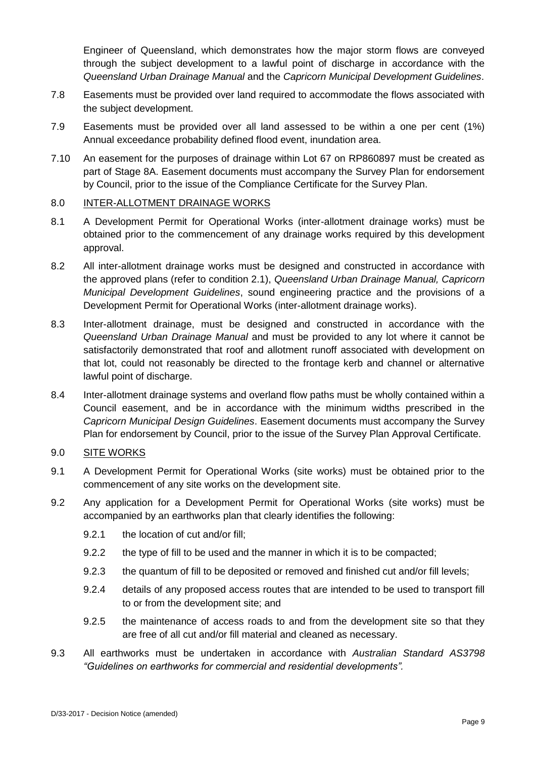Engineer of Queensland, which demonstrates how the major storm flows are conveyed through the subject development to a lawful point of discharge in accordance with the *Queensland Urban Drainage Manual* and the *Capricorn Municipal Development Guidelines*.

7.8 Easements must be provided over land required to accommodate the flows associated with the subject development.

7.9 Easements must be provided over all land assessed to be within a one per cent (1%) Annual exceedance probability defined flood event, inundation area.

7.10 An easement for the purposes of drainage within Lot 67 on RP860897 must be created as part of Stage 8A. Easement documents must accompany the Survey Plan for endorsement by Council, prior to the issue of the Compliance Certificate for the Survey Plan.

## 8.0 INTER-ALLOTMENT DRAINAGE WORKS

8.1 A Development Permit for Operational Works (inter-allotment drainage works) must be obtained prior to the commencement of any drainage works required by this development approval.

8.2 All inter-allotment drainage works must be designed and constructed in accordance with the approved plans (refer to condition 2.1), *Queensland Urban Drainage Manual, Capricorn Municipal Development Guidelines*, sound engineering practice and the provisions of a Development Permit for Operational Works (inter-allotment drainage works).

8.3 Inter-allotment drainage, must be designed and constructed in accordance with the *Queensland Urban Drainage Manual* and must be provided to any lot where it cannot be satisfactorily demonstrated that roof and allotment runoff associated with development on that lot, could not reasonably be directed to the frontage kerb and channel or alternative lawful point of discharge.

8.4 Inter-allotment drainage systems and overland flow paths must be wholly contained within a Council easement, and be in accordance with the minimum widths prescribed in the *Capricorn Municipal Design Guidelines*. Easement documents must accompany the Survey Plan for endorsement by Council, prior to the issue of the Survey Plan Approval Certificate.

## 9.0 SITE WORKS

9.1 A Development Permit for Operational Works (site works) must be obtained prior to the commencement of any site works on the development site.

9.2 Any application for a Development Permit for Operational Works (site works) must be accompanied by an earthworks plan that clearly identifies the following:

- 9.2.1 the location of cut and/or fill;
- 9.2.2 the type of fill to be used and the manner in which it is to be compacted;
- 9.2.3 the quantum of fill to be deposited or removed and finished cut and/or fill levels;
- 9.2.4 details of any proposed access routes that are intended to be used to transport fill to or from the development site; and
- 9.2.5 the maintenance of access roads to and from the development site so that they are free of all cut and/or fill material and cleaned as necessary.

9.3 All earthworks must be undertaken in accordance with *Australian Standard AS3798 "Guidelines on earthworks for commercial and residential developments".*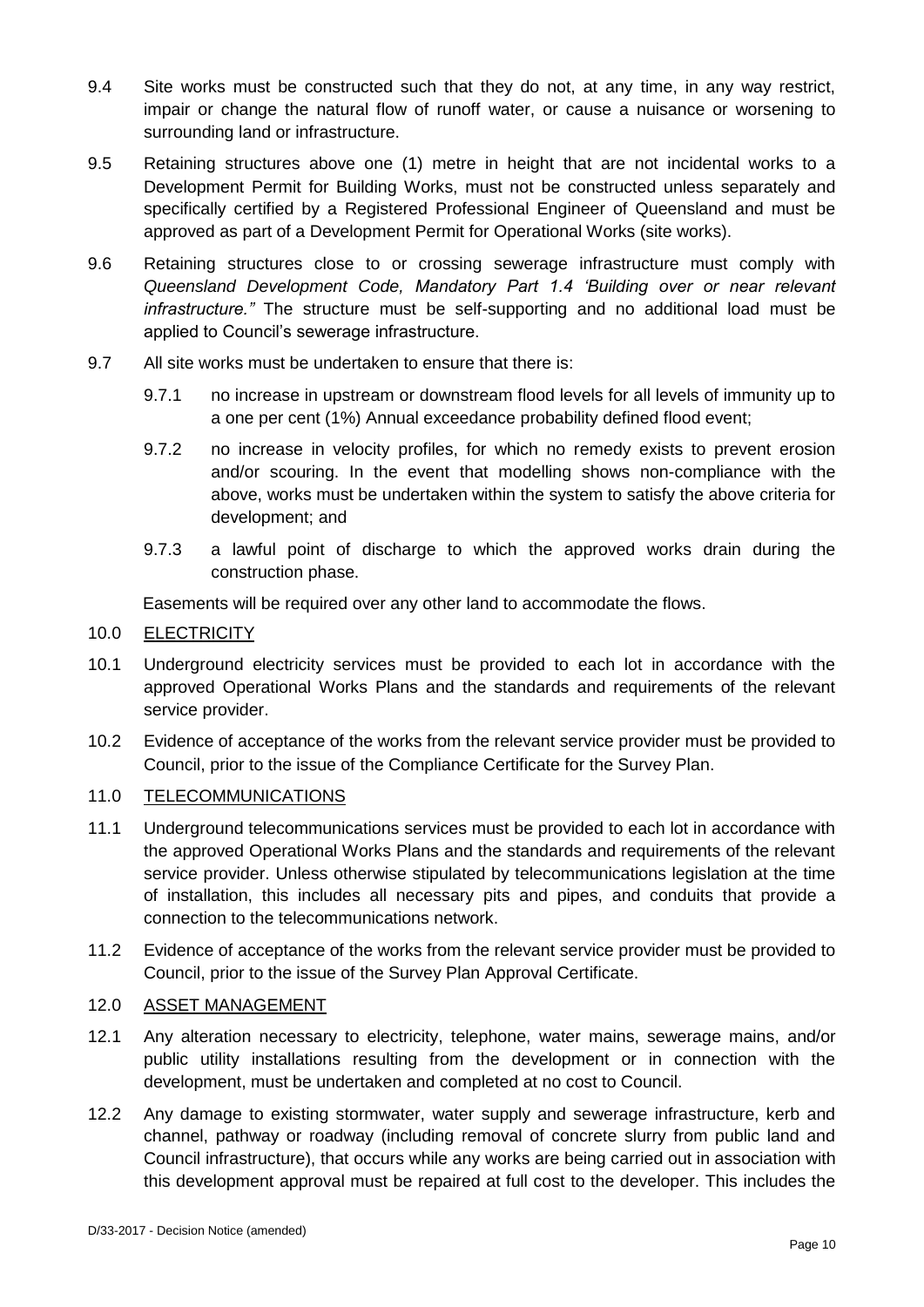9.4 Site works must be constructed such that they do not, at any time, in any way restrict, impair or change the natural flow of runoff water, or cause a nuisance or worsening to surrounding land or infrastructure.

9.5 Retaining structures above one (1) metre in height that are not incidental works to a Development Permit for Building Works, must not be constructed unless separately and specifically certified by a Registered Professional Engineer of Queensland and must be approved as part of a Development Permit for Operational Works (site works).

9.6 Retaining structures close to or crossing sewerage infrastructure must comply with *Queensland Development Code, Mandatory Part 1.4 'Building over or near relevant infrastructure."* The structure must be self-supporting and no additional load must be applied to Council's sewerage infrastructure.

9.7 All site works must be undertaken to ensure that there is:

9.7.1 no increase in upstream or downstream flood levels for all levels of immunity up to a one per cent (1%) Annual exceedance probability defined flood event;

9.7.2 no increase in velocity profiles, for which no remedy exists to prevent erosion and/or scouring. In the event that modelling shows non-compliance with the above, works must be undertaken within the system to satisfy the above criteria for development; and

9.7.3 a lawful point of discharge to which the approved works drain during the construction phase.

Easements will be required over any other land to accommodate the flows.

## 10.0 ELECTRICITY

10.1 Underground electricity services must be provided to each lot in accordance with the approved Operational Works Plans and the standards and requirements of the relevant service provider.

10.2 Evidence of acceptance of the works from the relevant service provider must be provided to Council, prior to the issue of the Compliance Certificate for the Survey Plan.

## 11.0 TELECOMMUNICATIONS

11.1 Underground telecommunications services must be provided to each lot in accordance with the approved Operational Works Plans and the standards and requirements of the relevant service provider. Unless otherwise stipulated by telecommunications legislation at the time of installation, this includes all necessary pits and pipes, and conduits that provide a connection to the telecommunications network.

11.2 Evidence of acceptance of the works from the relevant service provider must be provided to Council, prior to the issue of the Survey Plan Approval Certificate.

## 12.0 ASSET MANAGEMENT

12.1 Any alteration necessary to electricity, telephone, water mains, sewerage mains, and/or public utility installations resulting from the development or in connection with the development, must be undertaken and completed at no cost to Council.

12.2 Any damage to existing stormwater, water supply and sewerage infrastructure, kerb and channel, pathway or roadway (including removal of concrete slurry from public land and Council infrastructure), that occurs while any works are being carried out in association with this development approval must be repaired at full cost to the developer. This includes the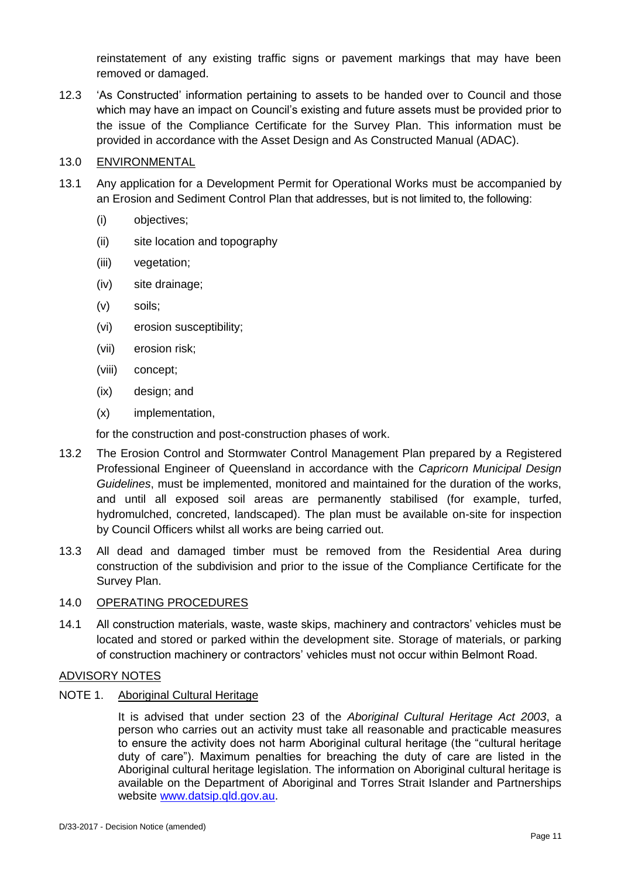reinstatement of any existing traffic signs or pavement markings that may have been removed or damaged.

12.3 'As Constructed' information pertaining to assets to be handed over to Council and those which may have an impact on Council's existing and future assets must be provided prior to the issue of the Compliance Certificate for the Survey Plan. This information must be provided in accordance with the Asset Design and As Constructed Manual (ADAC).

13.0 <u>ENVIRONMENTAL</u>

13.1 Any application for a Development Permit for Operational Works must be accompanied by an Erosion and Sediment Control Plan that addresses, but is not limited to, the following:

- (i) objectives;
- (ii) site location and topography
- (iii) vegetation;
- (iv) site drainage;
- (v) soils;
- (vi) erosion susceptibility;
- (vii) erosion risk;
- (viii) concept;
- (ix) design; and
- (x) implementation,

for the construction and post-construction phases of work.

13.2 The Erosion Control and Stormwater Control Management Plan prepared by a Registered Professional Engineer of Queensland in accordance with the *Capricorn Municipal Design Guidelines*, must be implemented, monitored and maintained for the duration of the works, and until all exposed soil areas are permanently stabilised (for example, turfed, hydromulched, concreted, landscaped). The plan must be available on-site for inspection by Council Officers whilst all works are being carried out.

13.3 All dead and damaged timber must be removed from the Residential Area during construction of the subdivision and prior to the issue of the Compliance Certificate for the Survey Plan.

14.0 <u>OPERATING PROCEDURES</u>

14.1 All construction materials, waste, waste skips, machinery and contractors' vehicles must be located and stored or parked within the development site. Storage of materials, or parking of construction machinery or contractors' vehicles must not occur within Belmont Road.

<u>ADVISORY NOTES</u>

NOTE 1. <u>Aboriginal Cultural Heritage</u>

It is advised that under section 23 of the *Aboriginal Cultural Heritage Act 2003*, a person who carries out an activity must take all reasonable and practicable measures to ensure the activity does not harm Aboriginal cultural heritage (the "cultural heritage duty of care"). Maximum penalties for breaching the duty of care are listed in the Aboriginal cultural heritage legislation. The information on Aboriginal cultural heritage is available on the Department of Aboriginal and Torres Strait Islander and Partnerships website www.datsip.qld.gov.au.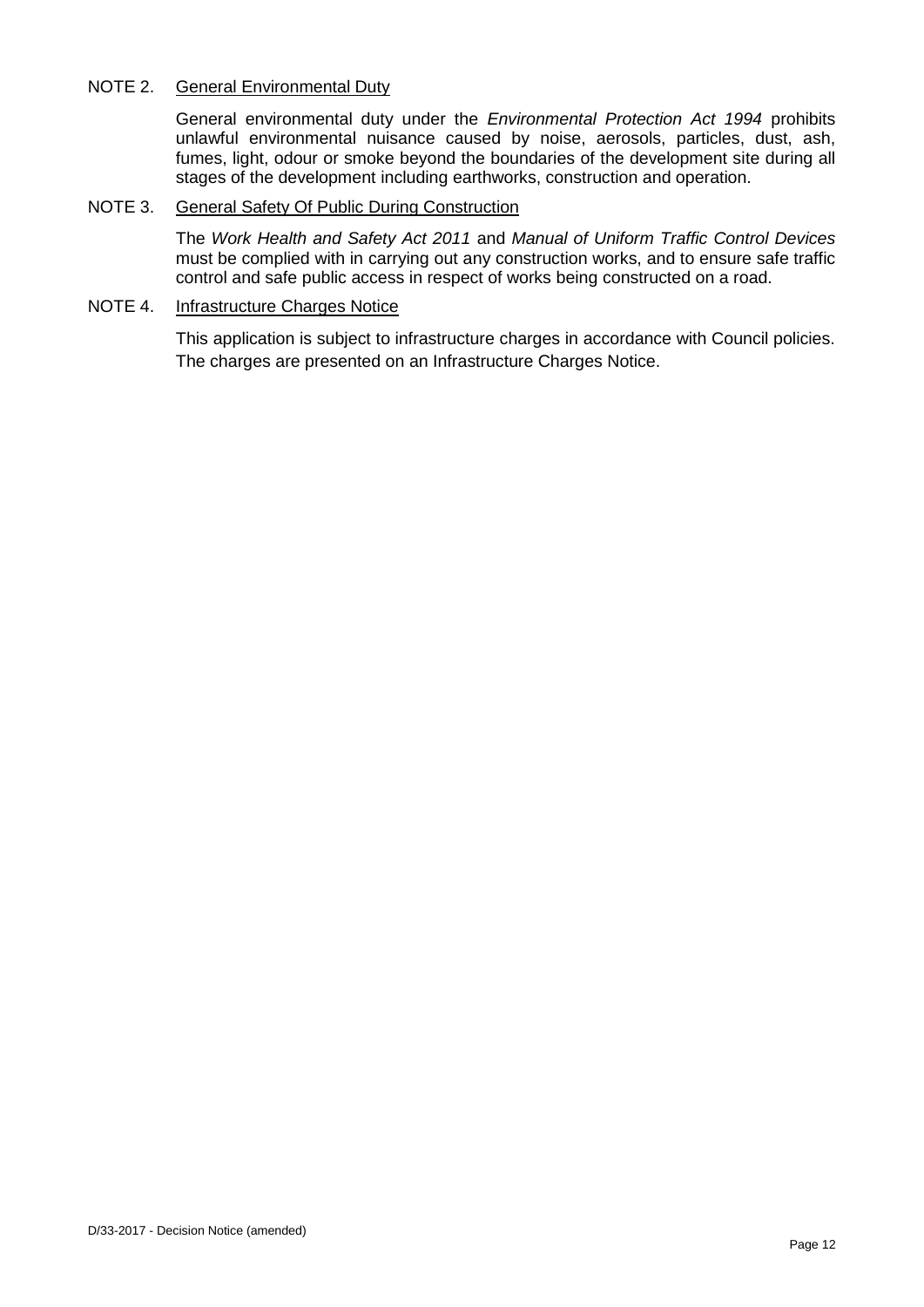NOTE 2. General Environmental Duty

General environmental duty under the *Environmental Protection Act 1994* prohibits unlawful environmental nuisance caused by noise, aerosols, particles, dust, ash, fumes, light, odour or smoke beyond the boundaries of the development site during all stages of the development including earthworks, construction and operation.

NOTE 3. General Safety Of Public During Construction

The *Work Health and Safety Act 2011* and *Manual of Uniform Traffic Control Devices* must be complied with in carrying out any construction works, and to ensure safe traffic control and safe public access in respect of works being constructed on a road.

NOTE 4. Infrastructure Charges Notice

This application is subject to infrastructure charges in accordance with Council policies. The charges are presented on an Infrastructure Charges Notice.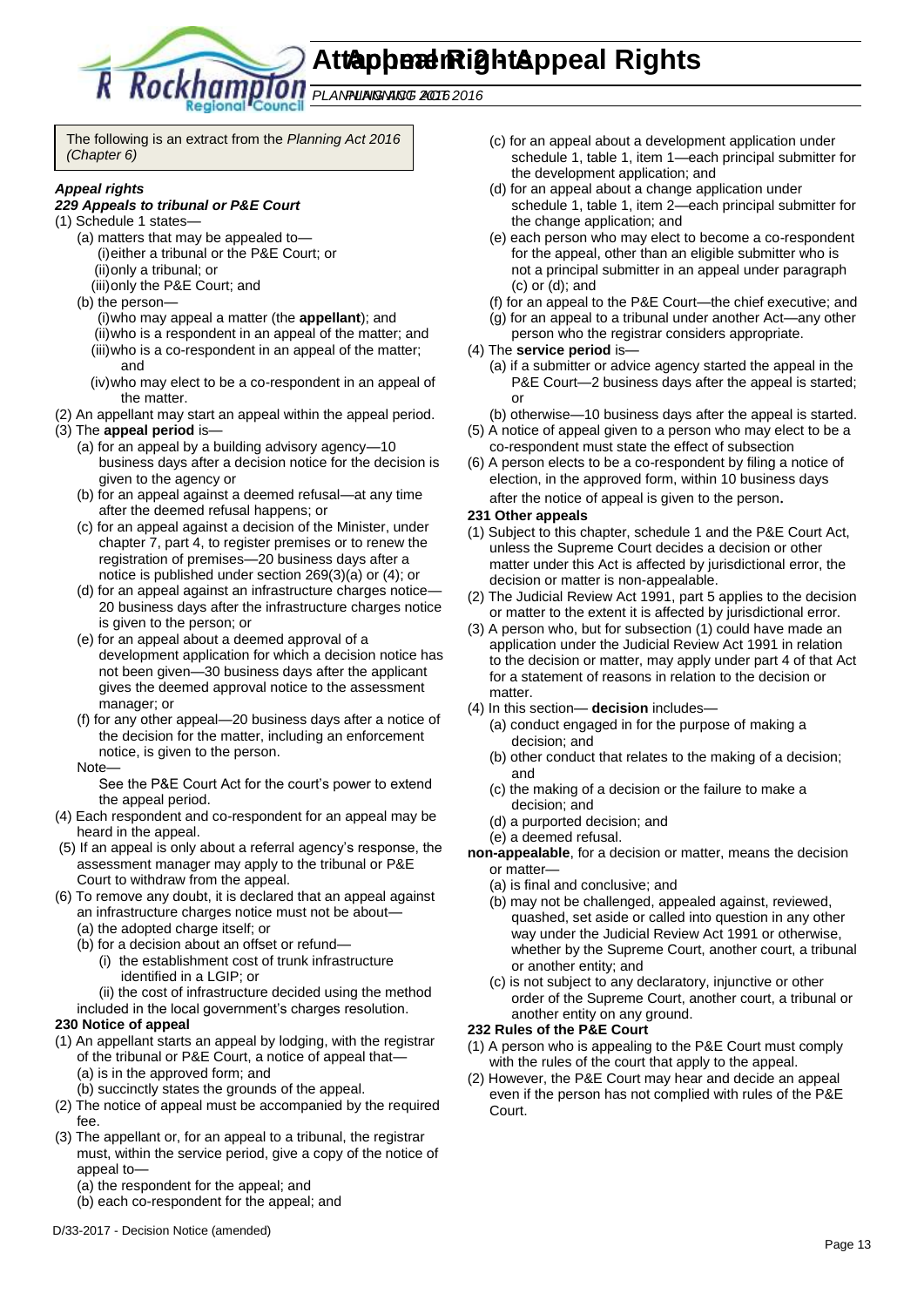The following is an extract from the *Planning Act 2016 (Chapter 6)*

***Appeal rights***

***229 Appeals to tribunal or P&E Court***

(1) Schedule 1 states—
- (a) matters that may be appealed to—
  - (i) either a tribunal or the P&E Court; or
  - (ii) only a tribunal; or
  - (iii) only the P&E Court; and
- (b) the person—
  - (i) who may appeal a matter (the **appellant**); and
  - (ii) who is a respondent in an appeal of the matter; and
  - (iii) who is a co-respondent in an appeal of the matter; and
  - (iv) who may elect to be a co-respondent in an appeal of the matter.

(2) An appellant may start an appeal within the appeal period.

(3) The **appeal period** is—
- (a) for an appeal by a building advisory agency—10 business days after a decision notice for the decision is given to the agency or
- (b) for an appeal against a deemed refusal—at any time after the deemed refusal happens; or
- (c) for an appeal against a decision of the Minister, under chapter 7, part 4, to register premises or to renew the registration of premises—20 business days after a notice is published under section 269(3)(a) or (4); or
- (d) for an appeal against an infrastructure charges notice—20 business days after the infrastructure charges notice is given to the person; or
- (e) for an appeal about a deemed approval of a development application for which a decision notice has not been given—30 business days after the applicant gives the deemed approval notice to the assessment manager; or
- (f) for any other appeal—20 business days after a notice of the decision for the matter, including an enforcement notice, is given to the person.

  Note—

  See the P&E Court Act for the court's power to extend the appeal period.

(4) Each respondent and co-respondent for an appeal may be heard in the appeal.

(5) If an appeal is only about a referral agency's response, the assessment manager may apply to the tribunal or P&E Court to withdraw from the appeal.

(6) To remove any doubt, it is declared that an appeal against an infrastructure charges notice must not be about—
- (a) the adopted charge itself; or
- (b) for a decision about an offset or refund—
  - (i) the establishment cost of trunk infrastructure identified in a LGIP; or
  - (ii) the cost of infrastructure decided using the method included in the local government's charges resolution.

**230 Notice of appeal**

(1) An appellant starts an appeal by lodging, with the registrar of the tribunal or P&E Court, a notice of appeal that—
- (a) is in the approved form; and
- (b) succinctly states the grounds of the appeal.

(2) The notice of appeal must be accompanied by the required fee.

(3) The appellant or, for an appeal to a tribunal, the registrar must, within the service period, give a copy of the notice of appeal to—
- (a) the respondent for the appeal; and
- (b) each co-respondent for the appeal; and
- (c) for an appeal about a development application under schedule 1, table 1, item 1—each principal submitter for the development application; and
- (d) for an appeal about a change application under schedule 1, table 1, item 2—each principal submitter for the change application; and
- (e) each person who may elect to become a co-respondent for the appeal, other than an eligible submitter who is not a principal submitter in an appeal under paragraph (c) or (d); and
- (f) for an appeal to the P&E Court—the chief executive; and
- (g) for an appeal to a tribunal under another Act—any other person who the registrar considers appropriate.

(4) The **service period** is—
- (a) if a submitter or advice agency started the appeal in the P&E Court—2 business days after the appeal is started; or
- (b) otherwise—10 business days after the appeal is started.

(5) A notice of appeal given to a person who may elect to be a co-respondent must state the effect of subsection

(6) A person elects to be a co-respondent by filing a notice of election, in the approved form, within 10 business days after the notice of appeal is given to the person**.**

**231 Other appeals**

(1) Subject to this chapter, schedule 1 and the P&E Court Act, unless the Supreme Court decides a decision or other matter under this Act is affected by jurisdictional error, the decision or matter is non-appealable.

(2) The Judicial Review Act 1991, part 5 applies to the decision or matter to the extent it is affected by jurisdictional error.

(3) A person who, but for subsection (1) could have made an application under the Judicial Review Act 1991 in relation to the decision or matter, may apply under part 4 of that Act for a statement of reasons in relation to the decision or matter.

(4) In this section— **decision** includes—
- (a) conduct engaged in for the purpose of making a decision; and
- (b) other conduct that relates to the making of a decision; and
- (c) the making of a decision or the failure to make a decision; and
- (d) a purported decision; and
- (e) a deemed refusal.

**non-appealable**, for a decision or matter, means the decision or matter—
- (a) is final and conclusive; and
- (b) may not be challenged, appealed against, reviewed, quashed, set aside or called into question in any other way under the Judicial Review Act 1991 or otherwise, whether by the Supreme Court, another court, a tribunal or another entity; and
- (c) is not subject to any declaratory, injunctive or other order of the Supreme Court, another court, a tribunal or another entity on any ground.

**232 Rules of the P&E Court**

(1) A person who is appealing to the P&E Court must comply with the rules of the court that apply to the appeal.

(2) However, the P&E Court may hear and decide an appeal even if the person has not complied with rules of the P&E Court.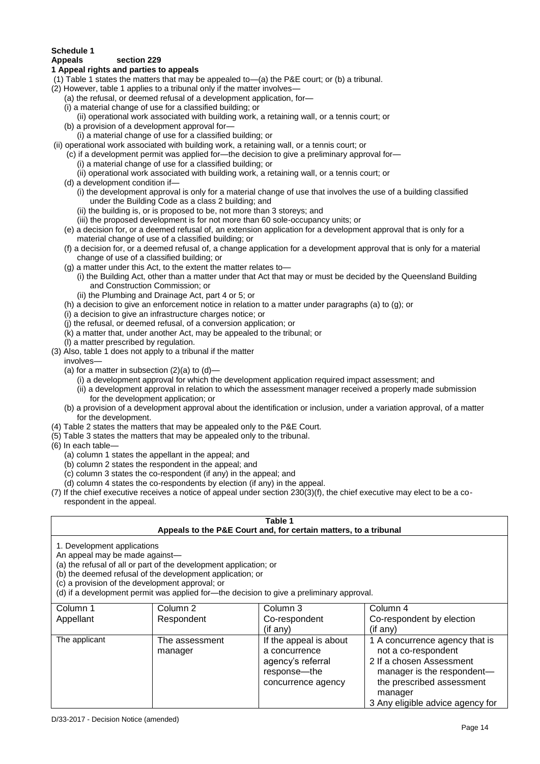**Schedule 1**

**Appeals section 229**

**1 Appeal rights and parties to appeals**

(1) Table 1 states the matters that may be appealed to—(a) the P&E court; or (b) a tribunal.

(2) However, table 1 applies to a tribunal only if the matter involves—

(a) the refusal, or deemed refusal of a development application, for—

(i) a material change of use for a classified building; or

(ii) operational work associated with building work, a retaining wall, or a tennis court; or

(b) a provision of a development approval for—

(i) a material change of use for a classified building; or

(ii) operational work associated with building work, a retaining wall, or a tennis court; or

(c) if a development permit was applied for—the decision to give a preliminary approval for—

(i) a material change of use for a classified building; or

(ii) operational work associated with building work, a retaining wall, or a tennis court; or

(d) a development condition if—

(i) the development approval is only for a material change of use that involves the use of a building classified under the Building Code as a class 2 building; and

(ii) the building is, or is proposed to be, not more than 3 storeys; and

(iii) the proposed development is for not more than 60 sole-occupancy units; or

(e) a decision for, or a deemed refusal of, an extension application for a development approval that is only for a material change of use of a classified building; or

(f) a decision for, or a deemed refusal of, a change application for a development approval that is only for a material change of use of a classified building; or

(g) a matter under this Act, to the extent the matter relates to—

(i) the Building Act, other than a matter under that Act that may or must be decided by the Queensland Building and Construction Commission; or

(ii) the Plumbing and Drainage Act, part 4 or 5; or

(h) a decision to give an enforcement notice in relation to a matter under paragraphs (a) to (g); or

(i) a decision to give an infrastructure charges notice; or

(j) the refusal, or deemed refusal, of a conversion application; or

(k) a matter that, under another Act, may be appealed to the tribunal; or

(l) a matter prescribed by regulation.

(3) Also, table 1 does not apply to a tribunal if the matter involves—

(a) for a matter in subsection (2)(a) to (d)—

(i) a development approval for which the development application required impact assessment; and

(ii) a development approval in relation to which the assessment manager received a properly made submission for the development application; or

(b) a provision of a development approval about the identification or inclusion, under a variation approval, of a matter for the development.

(4) Table 2 states the matters that may be appealed only to the P&E Court.

(5) Table 3 states the matters that may be appealed only to the tribunal.

(6) In each table—

(a) column 1 states the appellant in the appeal; and

(b) column 2 states the respondent in the appeal; and

(c) column 3 states the co-respondent (if any) in the appeal; and

(d) column 4 states the co-respondents by election (if any) in the appeal.

(7) If the chief executive receives a notice of appeal under section 230(3)(f), the chief executive may elect to be a co-respondent in the appeal.

**Table 1**
**Appeals to the P&E Court and, for certain matters, to a tribunal**

1. Development applications

An appeal may be made against—

(a) the refusal of all or part of the development application; or

(b) the deemed refusal of the development application; or

(c) a provision of the development approval; or

(d) if a development permit was applied for—the decision to give a preliminary approval.

| Column 1<br>Appellant | Column 2<br>Respondent | Column 3<br>Co-respondent<br>(if any) | Column 4<br>Co-respondent by election<br>(if any) |
|---|---|---|---|
| The applicant | The assessment manager | If the appeal is about a concurrence agency's referral response—the concurrence agency | 1 A concurrence agency that is not a co-respondent<br>2 If a chosen Assessment manager is the respondent—the prescribed assessment manager<br>3 Any eligible advice agency for |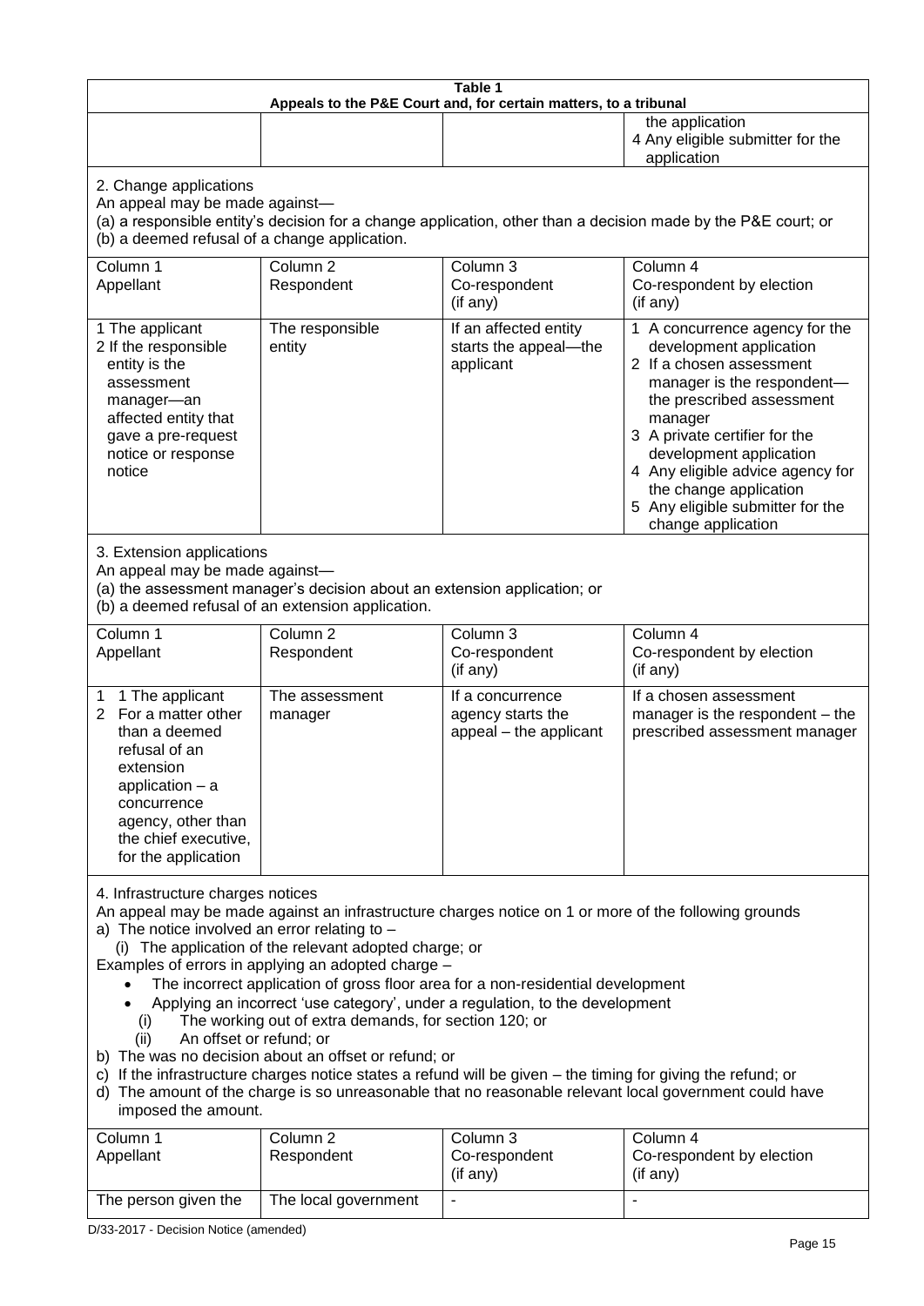**Table 1**
**Appeals to the P&E Court and, for certain matters, to a tribunal**

| | | | |
|---|---|---|---|
| | | | the application<br>4 Any eligible submitter for the application |

2. Change applications

An appeal may be made against—

(a) a responsible entity's decision for a change application, other than a decision made by the P&E court; or

(b) a deemed refusal of a change application.

| Column 1<br>Appellant | Column 2<br>Respondent | Column 3<br>Co-respondent<br>(if any) | Column 4<br>Co-respondent by election<br>(if any) |
|---|---|---|---|
| 1 The applicant<br>2 If the responsible entity is the assessment manager—an affected entity that gave a pre-request notice or response notice | The responsible entity | If an affected entity starts the appeal—the applicant | 1 A concurrence agency for the development application<br>2 If a chosen assessment manager is the respondent—the prescribed assessment manager<br>3 A private certifier for the development application<br>4 Any eligible advice agency for the change application<br>5 Any eligible submitter for the change application |

3. Extension applications

An appeal may be made against—

(a) the assessment manager's decision about an extension application; or

(b) a deemed refusal of an extension application.

| Column 1<br>Appellant | Column 2<br>Respondent | Column 3<br>Co-respondent<br>(if any) | Column 4<br>Co-respondent by election<br>(if any) |
|---|---|---|---|
| 1 1 The applicant<br>2 For a matter other than a deemed refusal of an extension application – a concurrence agency, other than the chief executive, for the application | The assessment manager | If a concurrence agency starts the appeal – the applicant | If a chosen assessment manager is the respondent – the prescribed assessment manager |

4. Infrastructure charges notices

An appeal may be made against an infrastructure charges notice on 1 or more of the following grounds

a) The notice involved an error relating to –

(i) The application of the relevant adopted charge; or

Examples of errors in applying an adopted charge –

- The incorrect application of gross floor area for a non-residential development
- Applying an incorrect 'use category', under a regulation, to the development

(i) The working out of extra demands, for section 120; or

(ii) An offset or refund; or

b) The was no decision about an offset or refund; or

c) If the infrastructure charges notice states a refund will be given – the timing for giving the refund; or

d) The amount of the charge is so unreasonable that no reasonable relevant local government could have imposed the amount.

| Column 1<br>Appellant | Column 2<br>Respondent | Column 3<br>Co-respondent<br>(if any) | Column 4<br>Co-respondent by election<br>(if any) |
|---|---|---|---|
| The person given the | The local government | - | - |

D/33-2017 - Decision Notice (amended)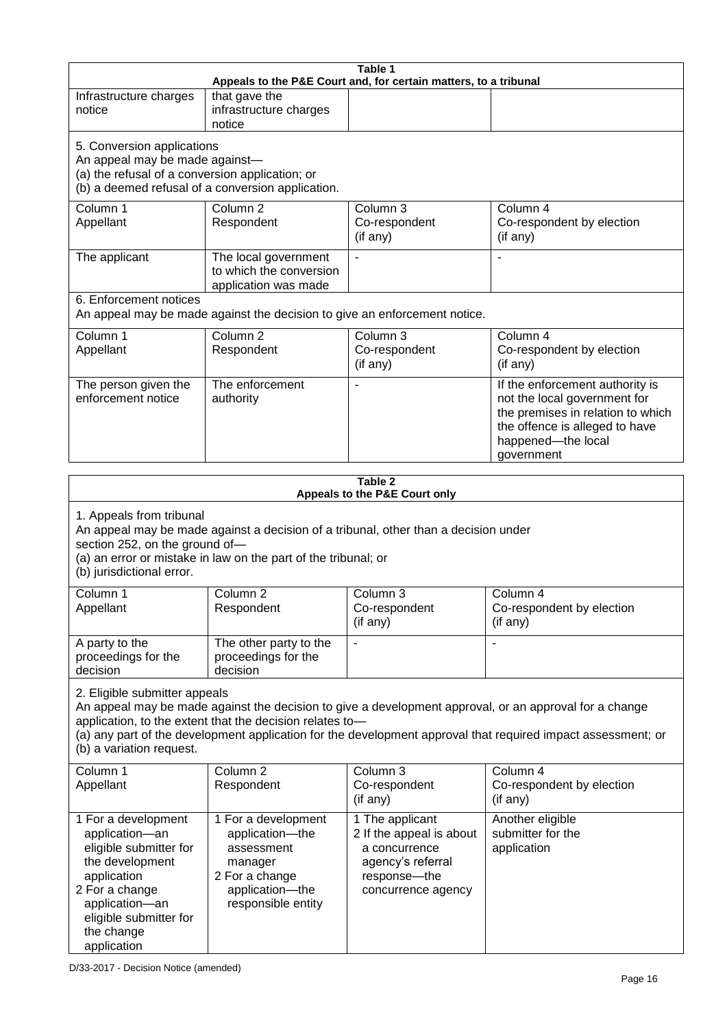| Table 1 | | | |
|---|---|---|---|
| **Appeals to the P&E Court and, for certain matters, to a tribunal** | | | |
| Infrastructure charges notice | that gave the infrastructure charges notice | | |
| 5. Conversion applications<br>An appeal may be made against—<br>(a) the refusal of a conversion application; or<br>(b) a deemed refusal of a conversion application. | | | |
| Column 1<br>Appellant | Column 2<br>Respondent | Column 3<br>Co-respondent<br>(if any) | Column 4<br>Co-respondent by election<br>(if any) |
| The applicant | The local government to which the conversion application was made | - | - |
| 6. Enforcement notices<br>An appeal may be made against the decision to give an enforcement notice. | | | |
| Column 1<br>Appellant | Column 2<br>Respondent | Column 3<br>Co-respondent<br>(if any) | Column 4<br>Co-respondent by election<br>(if any) |
| The person given the enforcement notice | The enforcement authority | - | If the enforcement authority is not the local government for the premises in relation to which the offence is alleged to have happened—the local government |

| Table 2 | | | |
|---|---|---|---|
| **Appeals to the P&E Court only** | | | |
| 1. Appeals from tribunal<br>An appeal may be made against a decision of a tribunal, other than a decision under section 252, on the ground of—<br>(a) an error or mistake in law on the part of the tribunal; or<br>(b) jurisdictional error. | | | |
| Column 1<br>Appellant | Column 2<br>Respondent | Column 3<br>Co-respondent<br>(if any) | Column 4<br>Co-respondent by election<br>(if any) |
| A party to the proceedings for the decision | The other party to the proceedings for the decision | - | - |
| 2. Eligible submitter appeals<br>An appeal may be made against the decision to give a development approval, or an approval for a change application, to the extent that the decision relates to—<br>(a) any part of the development application for the development approval that required impact assessment; or<br>(b) a variation request. | | | |
| Column 1<br>Appellant | Column 2<br>Respondent | Column 3<br>Co-respondent<br>(if any) | Column 4<br>Co-respondent by election<br>(if any) |
| 1 For a development application—an eligible submitter for the development application<br>2 For a change application—an eligible submitter for the change application | 1 For a development application—the assessment manager<br>2 For a change application—the responsible entity | 1 The applicant<br>2 If the appeal is about a concurrence agency's referral response—the concurrence agency | Another eligible submitter for the application |

D/33-2017 - Decision Notice (amended)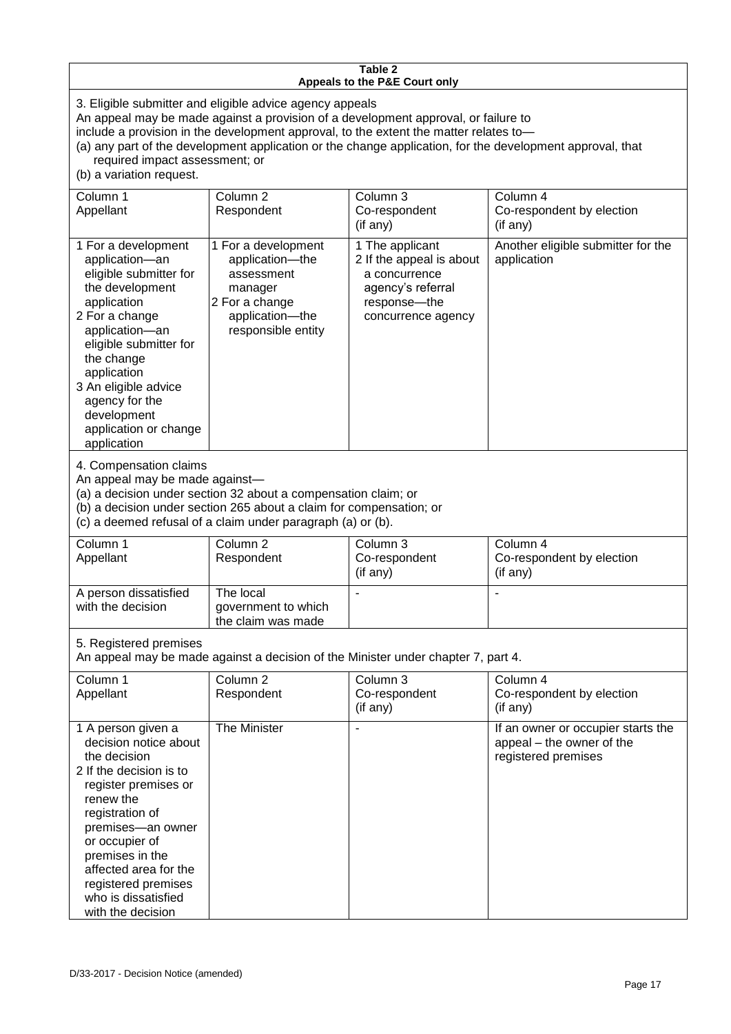**Table 2**
**Appeals to the P&E Court only**

3. Eligible submitter and eligible advice agency appeals
An appeal may be made against a provision of a development approval, or failure to include a provision in the development approval, to the extent the matter relates to—
(a) any part of the development application or the change application, for the development approval, that required impact assessment; or
(b) a variation request.

| Column 1<br>Appellant | Column 2<br>Respondent | Column 3<br>Co-respondent<br>(if any) | Column 4<br>Co-respondent by election<br>(if any) |
| --- | --- | --- | --- |
| 1 For a development application—an eligible submitter for the development application<br>2 For a change application—an eligible submitter for the change application<br>3 An eligible advice agency for the development application or change application | 1 For a development application—the assessment manager<br>2 For a change application—the responsible entity | 1 The applicant<br>2 If the appeal is about a concurrence agency's referral response—the concurrence agency | Another eligible submitter for the application |

4. Compensation claims
An appeal may be made against—
(a) a decision under section 32 about a compensation claim; or
(b) a decision under section 265 about a claim for compensation; or
(c) a deemed refusal of a claim under paragraph (a) or (b).

| Column 1<br>Appellant | Column 2<br>Respondent | Column 3<br>Co-respondent<br>(if any) | Column 4<br>Co-respondent by election<br>(if any) |
| --- | --- | --- | --- |
| A person dissatisfied with the decision | The local government to which the claim was made | - | - |

5. Registered premises
An appeal may be made against a decision of the Minister under chapter 7, part 4.

| Column 1<br>Appellant | Column 2<br>Respondent | Column 3<br>Co-respondent<br>(if any) | Column 4<br>Co-respondent by election<br>(if any) |
| --- | --- | --- | --- |
| 1 A person given a decision notice about the decision<br>2 If the decision is to register premises or renew the registration of premises—an owner or occupier of premises in the affected area for the registered premises who is dissatisfied with the decision | The Minister | - | If an owner or occupier starts the appeal – the owner of the registered premises |

D/33-2017 - Decision Notice (amended)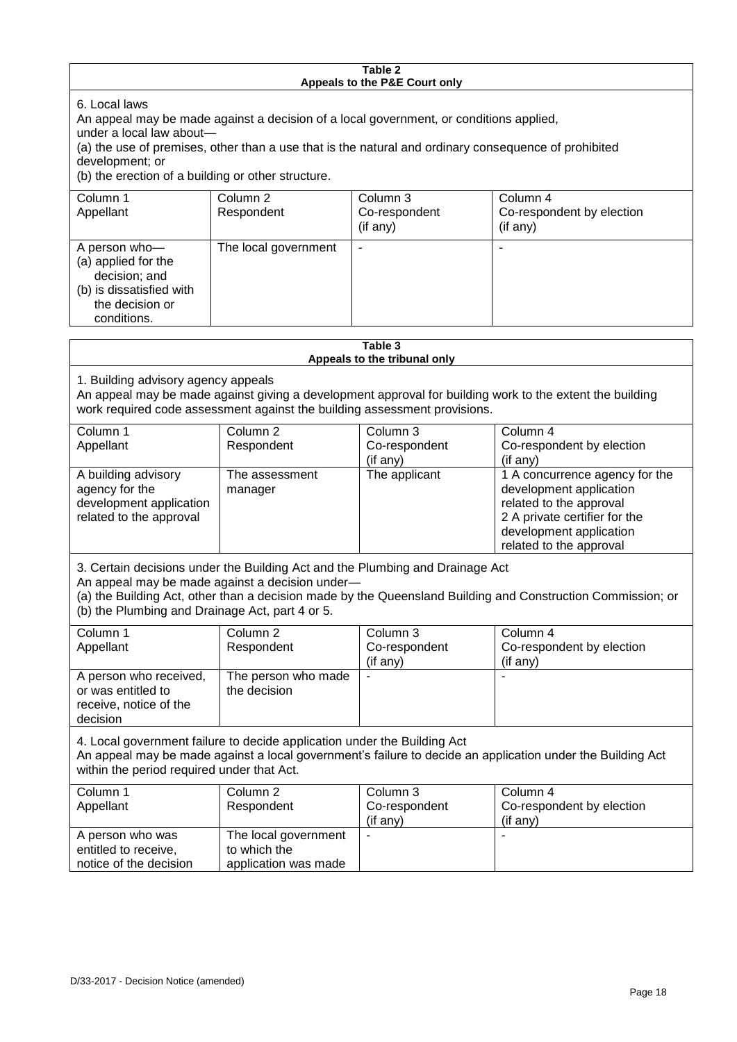**Table 2**
**Appeals to the P&E Court only**

6. Local laws
An appeal may be made against a decision of a local government, or conditions applied, under a local law about—
(a) the use of premises, other than a use that is the natural and ordinary consequence of prohibited development; or
(b) the erection of a building or other structure.

| Column 1<br>Appellant | Column 2<br>Respondent | Column 3<br>Co-respondent<br>(if any) | Column 4<br>Co-respondent by election<br>(if any) |
|---|---|---|---|
| A person who—<br>(a) applied for the decision; and<br>(b) is dissatisfied with the decision or conditions. | The local government | - | - |

**Table 3**
**Appeals to the tribunal only**

1. Building advisory agency appeals
An appeal may be made against giving a development approval for building work to the extent the building work required code assessment against the building assessment provisions.

| Column 1<br>Appellant | Column 2<br>Respondent | Column 3<br>Co-respondent<br>(if any) | Column 4<br>Co-respondent by election<br>(if any) |
|---|---|---|---|
| A building advisory agency for the development application related to the approval | The assessment manager | The applicant | 1 A concurrence agency for the development application related to the approval<br>2 A private certifier for the development application related to the approval |

3. Certain decisions under the Building Act and the Plumbing and Drainage Act
An appeal may be made against a decision under—
(a) the Building Act, other than a decision made by the Queensland Building and Construction Commission; or
(b) the Plumbing and Drainage Act, part 4 or 5.

| Column 1<br>Appellant | Column 2<br>Respondent | Column 3<br>Co-respondent<br>(if any) | Column 4<br>Co-respondent by election<br>(if any) |
|---|---|---|---|
| A person who received, or was entitled to receive, notice of the decision | The person who made the decision | - | - |

4. Local government failure to decide application under the Building Act
An appeal may be made against a local government's failure to decide an application under the Building Act within the period required under that Act.

| Column 1<br>Appellant | Column 2<br>Respondent | Column 3<br>Co-respondent<br>(if any) | Column 4<br>Co-respondent by election<br>(if any) |
|---|---|---|---|
| A person who was entitled to receive, notice of the decision | The local government to which the application was made | - | - |

D/33-2017 - Decision Notice (amended)